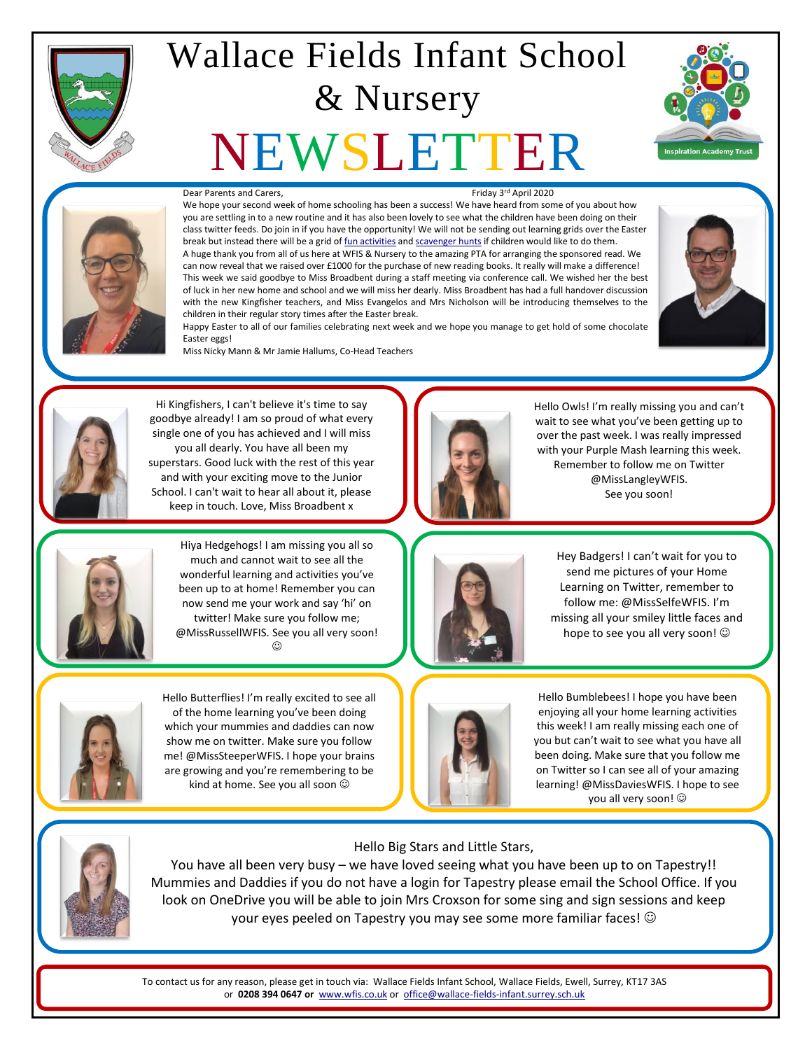# Wallace Fields Infant School & Nursery

# NEWSLETTER

Dear Parents and Carers, Friday 3rd April 2020

We hope your second week of home schooling has been a success! We have heard from some of you about how you are settling in to a new routine and it has also been lovely to see what the children have been doing on their class twitter feeds. Do join in if you have the opportunity! We will not be sending out learning grids over the Easter break but instead there will be a grid of fun activities and scavenger hunts if children would like to do them.

A huge thank you from all of us here at WFIS & Nursery to the amazing PTA for arranging the sponsored read. We can now reveal that we raised over £1000 for the purchase of new reading books. It really will make a difference!

This week we said goodbye to Miss Broadbent during a staff meeting via conference call. We wished her the best of luck in her new home and school and we will miss her dearly. Miss Broadbent has had a full handover discussion with the new Kingfisher teachers, and Miss Evangelos and Mrs Nicholson will be introducing themselves to the children in their regular story times after the Easter break.

Happy Easter to all of our families celebrating next week and we hope you manage to get hold of some chocolate Easter eggs!

Miss Nicky Mann & Mr Jamie Hallums, Co-Head Teachers

---

Hi Kingfishers, I can't believe it's time to say goodbye already! I am so proud of what every single one of you has achieved and I will miss you all dearly. You have all been my superstars. Good luck with the rest of this year and with your exciting move to the Junior School. I can't wait to hear all about it, please keep in touch. Love, Miss Broadbent x

Hello Owls! I'm really missing you and can't wait to see what you've been getting up to over the past week. I was really impressed with your Purple Mash learning this week. Remember to follow me on Twitter @MissLangleyWFIS. See you soon!

Hiya Hedgehogs! I am missing you all so much and cannot wait to see all the wonderful learning and activities you've been up to at home! Remember you can now send me your work and say 'hi' on twitter! Make sure you follow me; @MissRussellWFIS. See you all very soon! ☺

Hey Badgers! I can't wait for you to send me pictures of your Home Learning on Twitter, remember to follow me: @MissSelfeWFIS. I'm missing all your smiley little faces and hope to see you all very soon! ☺

Hello Butterflies! I'm really excited to see all of the home learning you've been doing which your mummies and daddies can now show me on twitter. Make sure you follow me! @MissSteeperWFIS. I hope your brains are growing and you're remembering to be kind at home. See you all soon ☺

Hello Bumblebees! I hope you have been enjoying all your home learning activities this week! I am really missing each one of you but can't wait to see what you have all been doing. Make sure that you follow me on Twitter so I can see all of your amazing learning! @MissDaviesWFIS. I hope to see you all very soon! ☺

Hello Big Stars and Little Stars,
You have all been very busy – we have loved seeing what you have been up to on Tapestry!! Mummies and Daddies if you do not have a login for Tapestry please email the School Office. If you look on OneDrive you will be able to join Mrs Croxson for some sing and sign sessions and keep your eyes peeled on Tapestry you may see some more familiar faces! ☺

---

To contact us for any reason, please get in touch via: Wallace Fields Infant School, Wallace Fields, Ewell, Surrey, KT17 3AS or **0208 394 0647 or** www.wfis.co.uk or office@wallace-fields-infant.surrey.sch.uk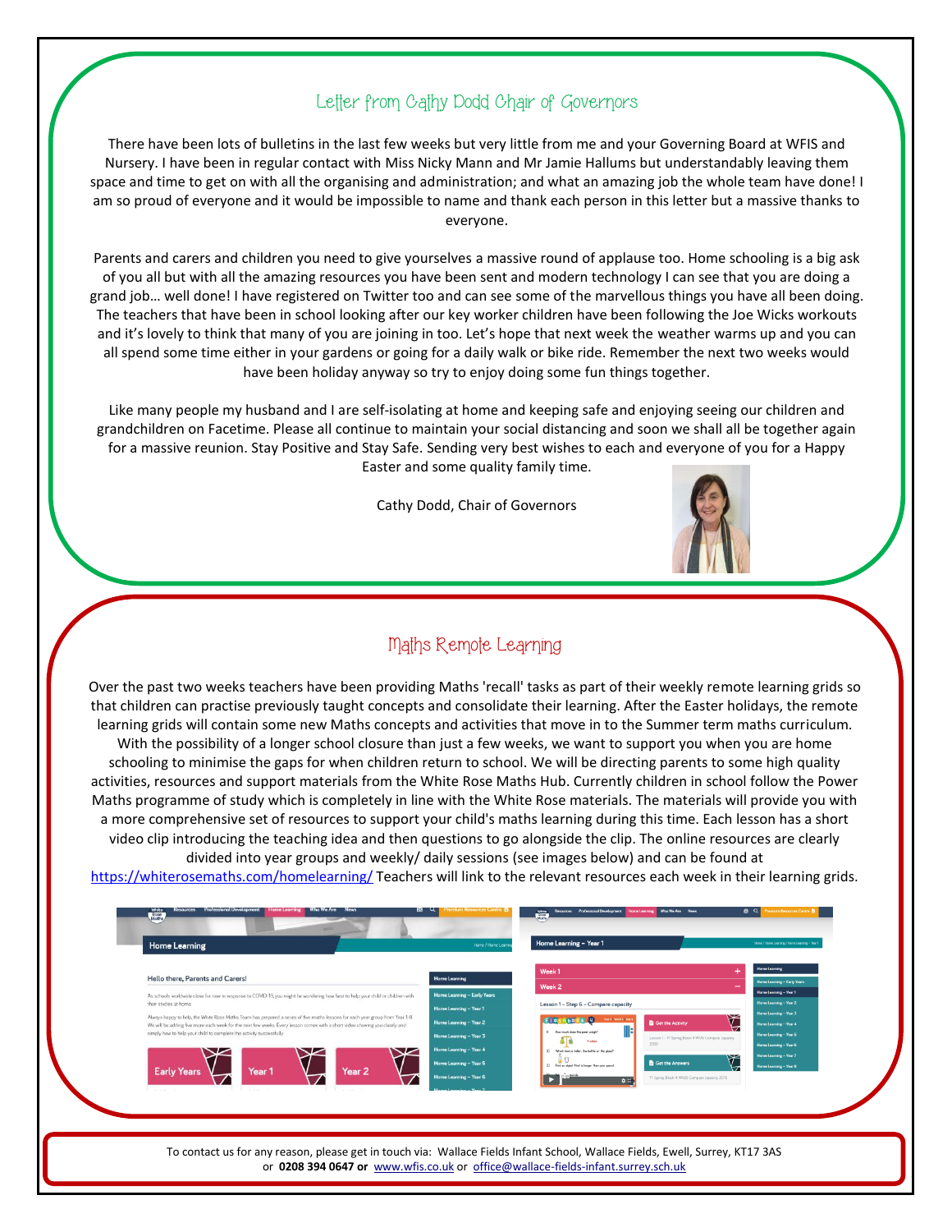## Letter from Cathy Dodd Chair of Governors

There have been lots of bulletins in the last few weeks but very little from me and your Governing Board at WFIS and Nursery. I have been in regular contact with Miss Nicky Mann and Mr Jamie Hallums but understandably leaving them space and time to get on with all the organising and administration; and what an amazing job the whole team have done! I am so proud of everyone and it would be impossible to name and thank each person in this letter but a massive thanks to everyone.

Parents and carers and children you need to give yourselves a massive round of applause too. Home schooling is a big ask of you all but with all the amazing resources you have been sent and modern technology I can see that you are doing a grand job… well done! I have registered on Twitter too and can see some of the marvellous things you have all been doing. The teachers that have been in school looking after our key worker children have been following the Joe Wicks workouts and it's lovely to think that many of you are joining in too. Let's hope that next week the weather warms up and you can all spend some time either in your gardens or going for a daily walk or bike ride. Remember the next two weeks would have been holiday anyway so try to enjoy doing some fun things together.

Like many people my husband and I are self-isolating at home and keeping safe and enjoying seeing our children and grandchildren on Facetime. Please all continue to maintain your social distancing and soon we shall all be together again for a massive reunion. Stay Positive and Stay Safe. Sending very best wishes to each and everyone of you for a Happy Easter and some quality family time.

Cathy Dodd, Chair of Governors

## Maths Remote Learning

Over the past two weeks teachers have been providing Maths 'recall' tasks as part of their weekly remote learning grids so that children can practise previously taught concepts and consolidate their learning. After the Easter holidays, the remote learning grids will contain some new Maths concepts and activities that move in to the Summer term maths curriculum. With the possibility of a longer school closure than just a few weeks, we want to support you when you are home schooling to minimise the gaps for when children return to school. We will be directing parents to some high quality activities, resources and support materials from the White Rose Maths Hub. Currently children in school follow the Power Maths programme of study which is completely in line with the White Rose materials. The materials will provide you with a more comprehensive set of resources to support your child's maths learning during this time. Each lesson has a short video clip introducing the teaching idea and then questions to go alongside the clip. The online resources are clearly divided into year groups and weekly/ daily sessions (see images below) and can be found at https://whiterosemaths.com/homelearning/ Teachers will link to the relevant resources each week in their learning grids.

To contact us for any reason, please get in touch via: Wallace Fields Infant School, Wallace Fields, Ewell, Surrey, KT17 3AS or **0208 394 0647 or** www.wfis.co.uk or office@wallace-fields-infant.surrey.sch.uk